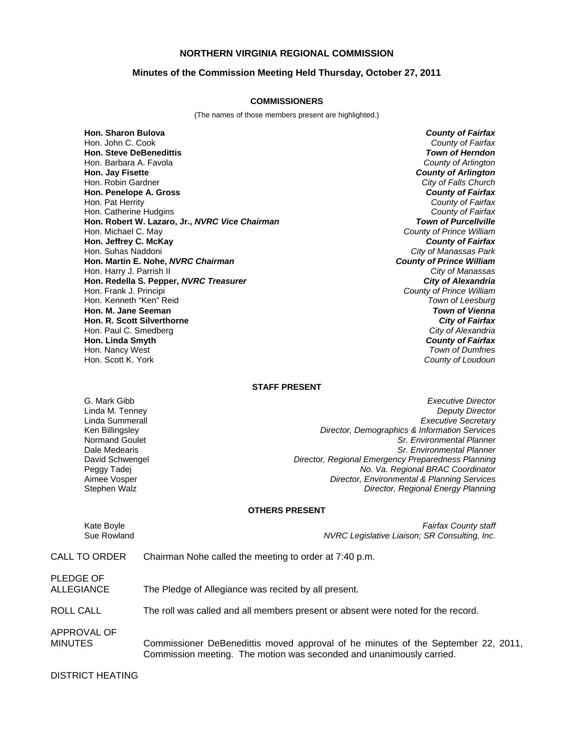# NORTHERN VIRGINIA REGIONAL COMMISSION

## Minutes of the Commission Meeting Held Thursday, October 27, 2011

### COMMISSIONERS

(The names of those members present are highlighted.)

| | |
|---|---|
| **Hon. Sharon Bulova** | ***County of Fairfax*** |
| Hon. John C. Cook | *County of Fairfax* |
| **Hon. Steve DeBenedittis** | ***Town of Herndon*** |
| Hon. Barbara A. Favola | *County of Arlington* |
| **Hon. Jay Fisette** | ***County of Arlington*** |
| Hon. Robin Gardner | *City of Falls Church* |
| **Hon. Penelope A. Gross** | ***County of Fairfax*** |
| Hon. Pat Herrity | *County of Fairfax* |
| Hon. Catherine Hudgins | *County of Fairfax* |
| **Hon. Robert W. Lazaro, Jr., *NVRC Vice Chairman*** | ***Town of Purcellville*** |
| Hon. Michael C. May | *County of Prince William* |
| **Hon. Jeffrey C. McKay** | ***County of Fairfax*** |
| Hon. Suhas Naddoni | *City of Manassas Park* |
| **Hon. Martin E. Nohe, *NVRC Chairman*** | ***County of Prince William*** |
| Hon. Harry J. Parrish II | *City of Manassas* |
| **Hon. Redella S. Pepper, *NVRC Treasurer*** | ***City of Alexandria*** |
| Hon. Frank J. Principi | *County of Prince William* |
| Hon. Kenneth "Ken" Reid | *Town of Leesburg* |
| **Hon. M. Jane Seeman** | ***Town of Vienna*** |
| **Hon. R. Scott Silverthorne** | ***City of Fairfax*** |
| Hon. Paul C. Smedberg | *City of Alexandria* |
| **Hon. Linda Smyth** | ***County of Fairfax*** |
| Hon. Nancy West | *Town of Dumfries* |
| Hon. Scott K. York | *County of Loudoun* |

### STAFF PRESENT

| | |
|---|---|
| G. Mark Gibb | *Executive Director* |
| Linda M. Tenney | *Deputy Director* |
| Linda Summerall | *Executive Secretary* |
| Ken Billingsley | *Director, Demographics & Information Services* |
| Normand Goulet | *Sr. Environmental Planner* |
| Dale Medearis | *Sr. Environmental Planner* |
| David Schwengel | *Director, Regional Emergency Preparedness Planning* |
| Peggy Tadej | *No. Va. Regional BRAC Coordinator* |
| Aimee Vosper | *Director, Environmental & Planning Services* |
| Stephen Walz | *Director, Regional Energy Planning* |

### OTHERS PRESENT

| | |
|---|---|
| Kate Boyle | *Fairfax County staff* |
| Sue Rowland | *NVRC Legislative Liaison; SR Consulting, Inc.* |

CALL TO ORDER — Chairman Nohe called the meeting to order at 7:40 p.m.

PLEDGE OF ALLEGIANCE — The Pledge of Allegiance was recited by all present.

ROLL CALL — The roll was called and all members present or absent were noted for the record.

APPROVAL OF MINUTES — Commissioner DeBenedittis moved approval of he minutes of the September 22, 2011, Commission meeting. The motion was seconded and unanimously carried.

DISTRICT HEATING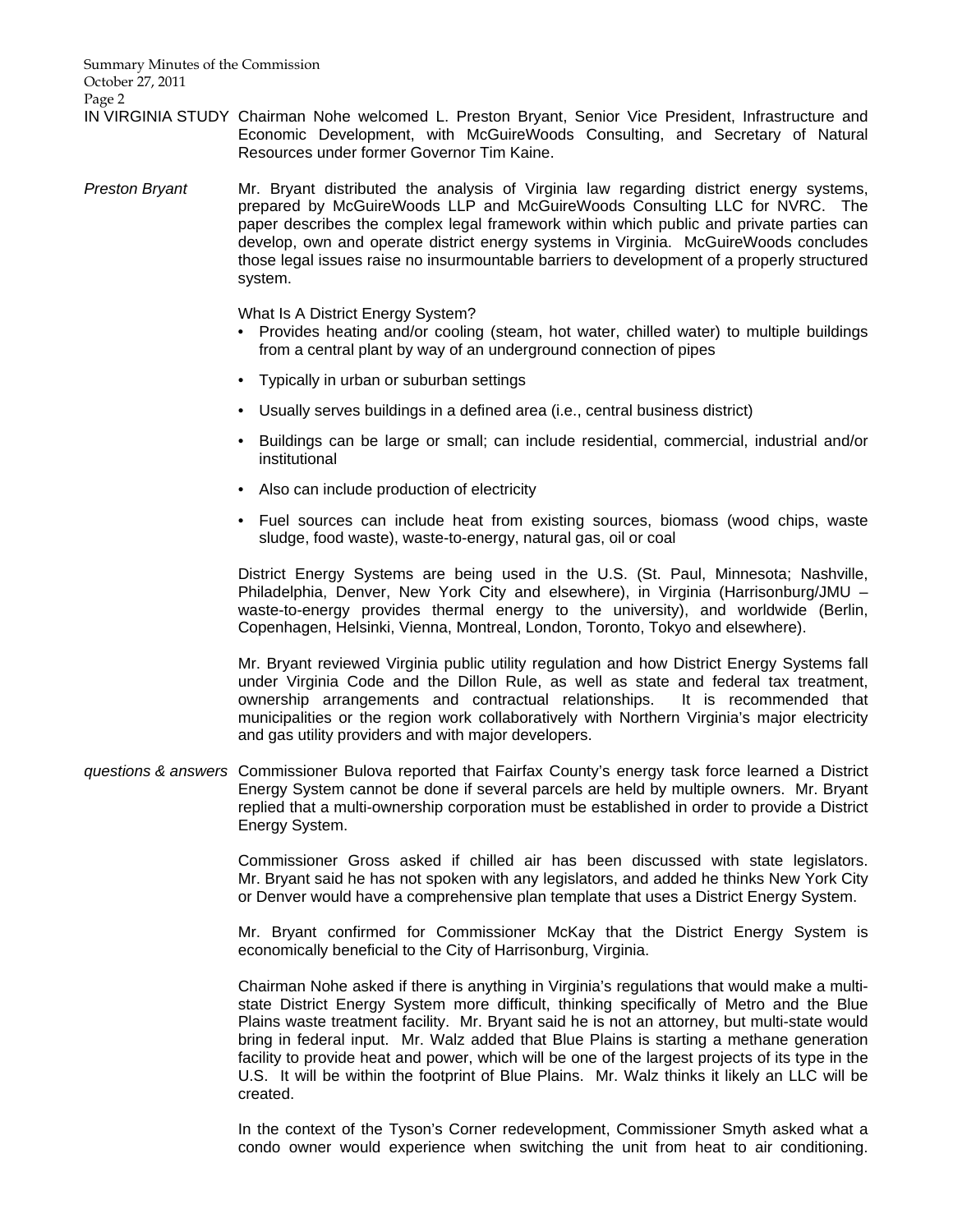IN VIRGINIA STUDY Chairman Nohe welcomed L. Preston Bryant, Senior Vice President, Infrastructure and Economic Development, with McGuireWoods Consulting, and Secretary of Natural Resources under former Governor Tim Kaine.

*Preston Bryant* Mr. Bryant distributed the analysis of Virginia law regarding district energy systems, prepared by McGuireWoods LLP and McGuireWoods Consulting LLC for NVRC. The paper describes the complex legal framework within which public and private parties can develop, own and operate district energy systems in Virginia. McGuireWoods concludes those legal issues raise no insurmountable barriers to development of a properly structured system.

What Is A District Energy System?

- Provides heating and/or cooling (steam, hot water, chilled water) to multiple buildings from a central plant by way of an underground connection of pipes
- Typically in urban or suburban settings
- Usually serves buildings in a defined area (i.e., central business district)
- Buildings can be large or small; can include residential, commercial, industrial and/or institutional
- Also can include production of electricity
- Fuel sources can include heat from existing sources, biomass (wood chips, waste sludge, food waste), waste-to-energy, natural gas, oil or coal

District Energy Systems are being used in the U.S. (St. Paul, Minnesota; Nashville, Philadelphia, Denver, New York City and elsewhere), in Virginia (Harrisonburg/JMU – waste-to-energy provides thermal energy to the university), and worldwide (Berlin, Copenhagen, Helsinki, Vienna, Montreal, London, Toronto, Tokyo and elsewhere).

Mr. Bryant reviewed Virginia public utility regulation and how District Energy Systems fall under Virginia Code and the Dillon Rule, as well as state and federal tax treatment, ownership arrangements and contractual relationships. It is recommended that municipalities or the region work collaboratively with Northern Virginia's major electricity and gas utility providers and with major developers.

*questions & answers* Commissioner Bulova reported that Fairfax County's energy task force learned a District Energy System cannot be done if several parcels are held by multiple owners. Mr. Bryant replied that a multi-ownership corporation must be established in order to provide a District Energy System.

Commissioner Gross asked if chilled air has been discussed with state legislators. Mr. Bryant said he has not spoken with any legislators, and added he thinks New York City or Denver would have a comprehensive plan template that uses a District Energy System.

Mr. Bryant confirmed for Commissioner McKay that the District Energy System is economically beneficial to the City of Harrisonburg, Virginia.

Chairman Nohe asked if there is anything in Virginia's regulations that would make a multi-state District Energy System more difficult, thinking specifically of Metro and the Blue Plains waste treatment facility. Mr. Bryant said he is not an attorney, but multi-state would bring in federal input. Mr. Walz added that Blue Plains is starting a methane generation facility to provide heat and power, which will be one of the largest projects of its type in the U.S. It will be within the footprint of Blue Plains. Mr. Walz thinks it likely an LLC will be created.

In the context of the Tyson's Corner redevelopment, Commissioner Smyth asked what a condo owner would experience when switching the unit from heat to air conditioning.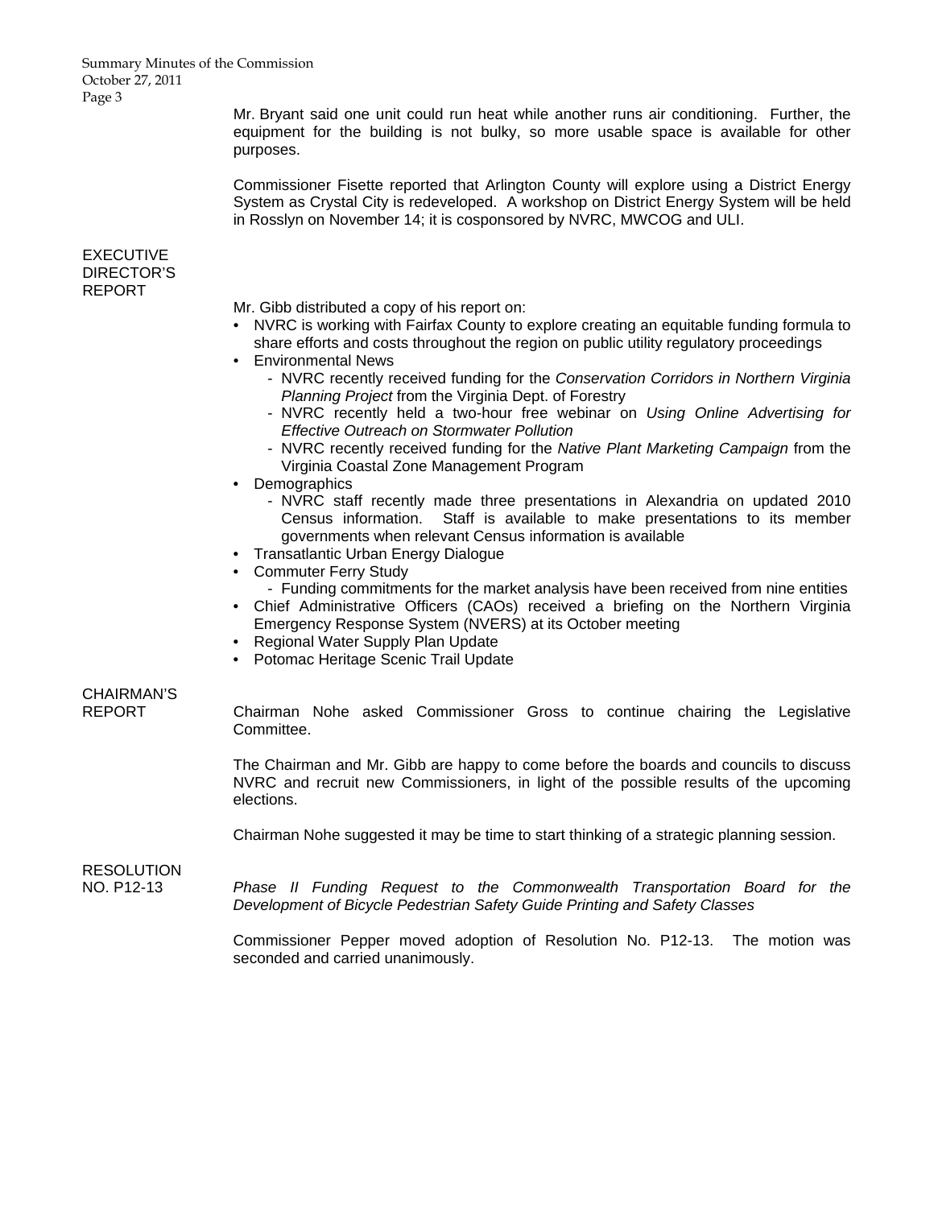Mr. Bryant said one unit could run heat while another runs air conditioning. Further, the equipment for the building is not bulky, so more usable space is available for other purposes.

Commissioner Fisette reported that Arlington County will explore using a District Energy System as Crystal City is redeveloped. A workshop on District Energy System will be held in Rosslyn on November 14; it is cosponsored by NVRC, MWCOG and ULI.

**EXECUTIVE DIRECTOR'S REPORT**

Mr. Gibb distributed a copy of his report on:

- NVRC is working with Fairfax County to explore creating an equitable funding formula to share efforts and costs throughout the region on public utility regulatory proceedings
- Environmental News
  - NVRC recently received funding for the *Conservation Corridors in Northern Virginia Planning Project* from the Virginia Dept. of Forestry
  - NVRC recently held a two-hour free webinar on *Using Online Advertising for Effective Outreach on Stormwater Pollution*
  - NVRC recently received funding for the *Native Plant Marketing Campaign* from the Virginia Coastal Zone Management Program
- Demographics
  - NVRC staff recently made three presentations in Alexandria on updated 2010 Census information. Staff is available to make presentations to its member governments when relevant Census information is available
- Transatlantic Urban Energy Dialogue
- Commuter Ferry Study
  - Funding commitments for the market analysis have been received from nine entities
- Chief Administrative Officers (CAOs) received a briefing on the Northern Virginia Emergency Response System (NVERS) at its October meeting
- Regional Water Supply Plan Update
- Potomac Heritage Scenic Trail Update

**CHAIRMAN'S REPORT**

Chairman Nohe asked Commissioner Gross to continue chairing the Legislative Committee.

The Chairman and Mr. Gibb are happy to come before the boards and councils to discuss NVRC and recruit new Commissioners, in light of the possible results of the upcoming elections.

Chairman Nohe suggested it may be time to start thinking of a strategic planning session.

**RESOLUTION NO. P12-13**

*Phase II Funding Request to the Commonwealth Transportation Board for the Development of Bicycle Pedestrian Safety Guide Printing and Safety Classes*

Commissioner Pepper moved adoption of Resolution No. P12-13. The motion was seconded and carried unanimously.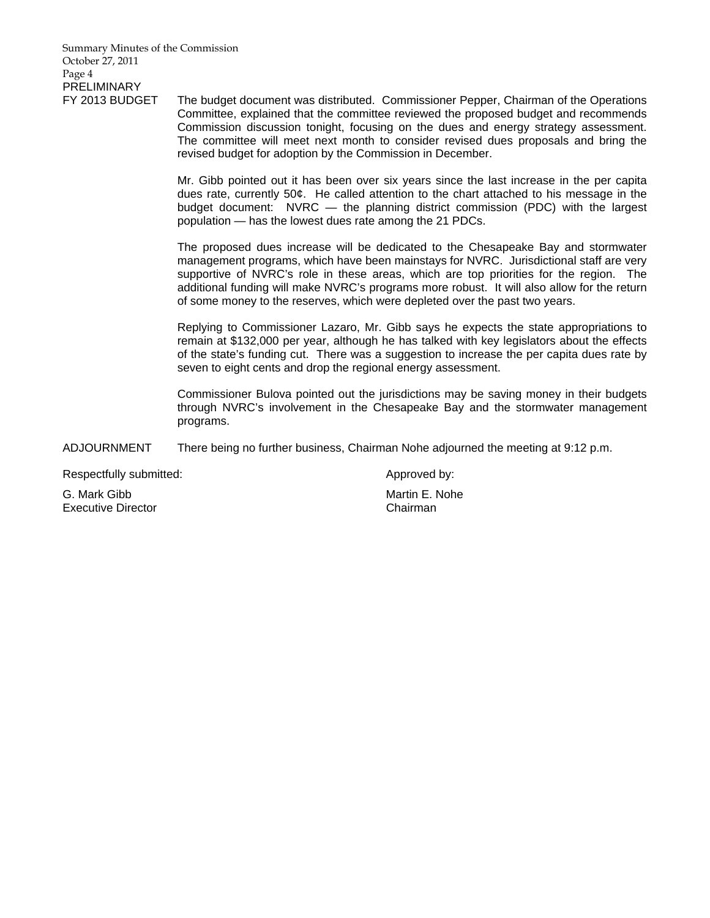**PRELIMINARY FY 2013 BUDGET**

The budget document was distributed. Commissioner Pepper, Chairman of the Operations Committee, explained that the committee reviewed the proposed budget and recommends Commission discussion tonight, focusing on the dues and energy strategy assessment. The committee will meet next month to consider revised dues proposals and bring the revised budget for adoption by the Commission in December.

Mr. Gibb pointed out it has been over six years since the last increase in the per capita dues rate, currently 50¢. He called attention to the chart attached to his message in the budget document: NVRC — the planning district commission (PDC) with the largest population — has the lowest dues rate among the 21 PDCs.

The proposed dues increase will be dedicated to the Chesapeake Bay and stormwater management programs, which have been mainstays for NVRC. Jurisdictional staff are very supportive of NVRC's role in these areas, which are top priorities for the region. The additional funding will make NVRC's programs more robust. It will also allow for the return of some money to the reserves, which were depleted over the past two years.

Replying to Commissioner Lazaro, Mr. Gibb says he expects the state appropriations to remain at $132,000 per year, although he has talked with key legislators about the effects of the state's funding cut. There was a suggestion to increase the per capita dues rate by seven to eight cents and drop the regional energy assessment.

Commissioner Bulova pointed out the jurisdictions may be saving money in their budgets through NVRC's involvement in the Chesapeake Bay and the stormwater management programs.

**ADJOURNMENT**

There being no further business, Chairman Nohe adjourned the meeting at 9:12 p.m.

| Respectfully submitted: | Approved by: |
|---|---|
| G. Mark Gibb<br>Executive Director | Martin E. Nohe<br>Chairman |